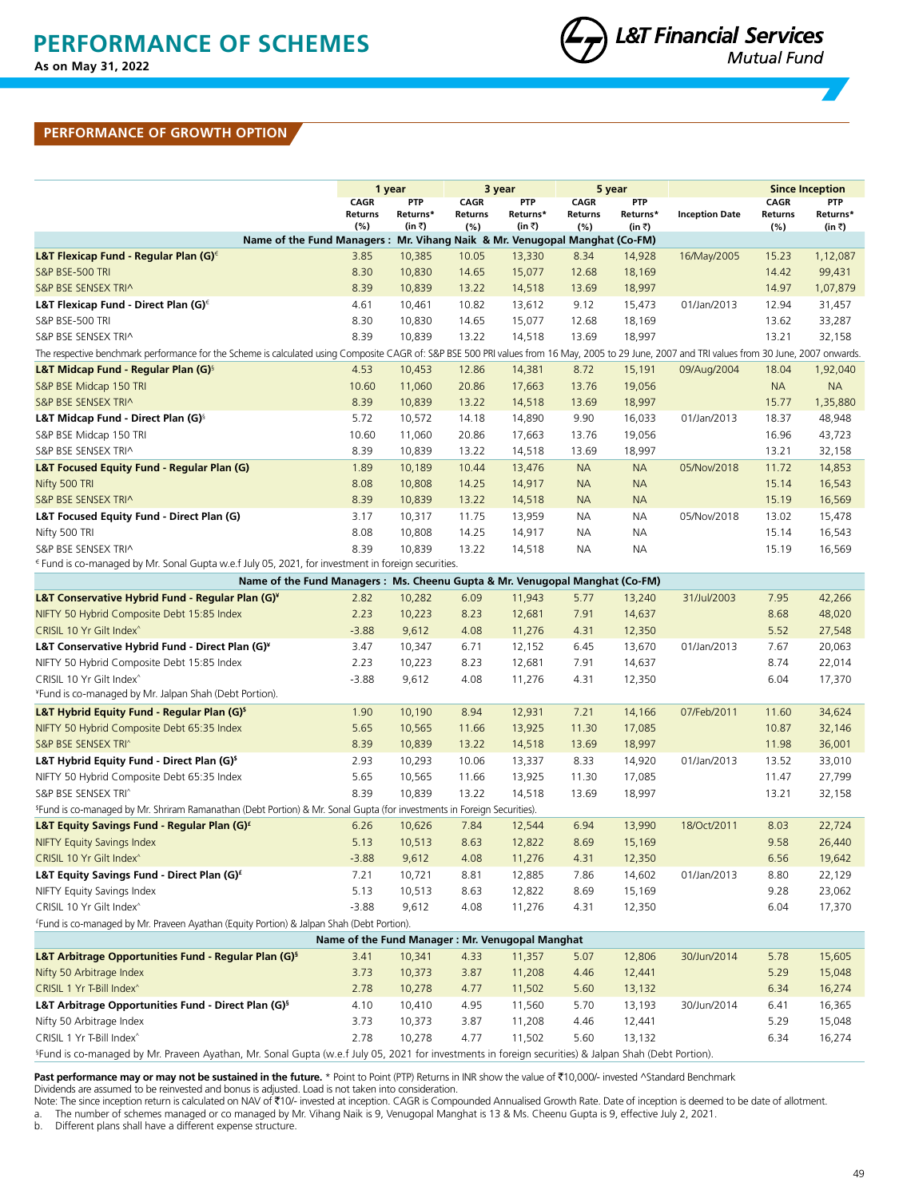# PERFORMANCE OF SCHEMES

**As on May 31, 2022**

L&T Financial Services Mutual Fund

## PERFORMANCE OF GROWTH OPTION

| | 1 year | | 3 year | | 5 year | | | Since Inception | |
|---|---|---|---|---|---|---|---|---|---|
| | CAGR Returns (%) | PTP Returns* (in ₹) | CAGR Returns (%) | PTP Returns* (in ₹) | CAGR Returns (%) | PTP Returns* (in ₹) | Inception Date | CAGR Returns (%) | PTP Returns* (in ₹) |
| **Name of the Fund Managers : Mr. Vihang Naik & Mr. Venugopal Manghat (Co-FM)** | | | | | | | | | |
| **L&T Flexicap Fund - Regular Plan (G)€** | 3.85 | 10,385 | 10.05 | 13,330 | 8.34 | 14,928 | 16/May/2005 | 15.23 | 1,12,087 |
| S&P BSE-500 TRI | 8.30 | 10,830 | 14.65 | 15,077 | 12.68 | 18,169 | | 14.42 | 99,431 |
| S&P BSE SENSEX TRI^ | 8.39 | 10,839 | 13.22 | 14,518 | 13.69 | 18,997 | | 14.97 | 1,07,879 |
| **L&T Flexicap Fund - Direct Plan (G)€** | 4.61 | 10,461 | 10.82 | 13,612 | 9.12 | 15,473 | 01/Jan/2013 | 12.94 | 31,457 |
| S&P BSE-500 TRI | 8.30 | 10,830 | 14.65 | 15,077 | 12.68 | 18,169 | | 13.62 | 33,287 |
| S&P BSE SENSEX TRI^ | 8.39 | 10,839 | 13.22 | 14,518 | 13.69 | 18,997 | | 13.21 | 32,158 |
| The respective benchmark performance for the Scheme is calculated using Composite CAGR of: S&P BSE 500 PRI values from 16 May, 2005 to 29 June, 2007 and TRI values from 30 June, 2007 onwards. | | | | | | | | | |
| **L&T Midcap Fund - Regular Plan (G)§** | 4.53 | 10,453 | 12.86 | 14,381 | 8.72 | 15,191 | 09/Aug/2004 | 18.04 | 1,92,040 |
| S&P BSE Midcap 150 TRI | 10.60 | 11,060 | 20.86 | 17,663 | 13.76 | 19,056 | | NA | NA |
| S&P BSE SENSEX TRI^ | 8.39 | 10,839 | 13.22 | 14,518 | 13.69 | 18,997 | | 15.77 | 1,35,880 |
| **L&T Midcap Fund - Direct Plan (G)§** | 5.72 | 10,572 | 14.18 | 14,890 | 9.90 | 16,033 | 01/Jan/2013 | 18.37 | 48,948 |
| S&P BSE Midcap 150 TRI | 10.60 | 11,060 | 20.86 | 17,663 | 13.76 | 19,056 | | 16.96 | 43,723 |
| S&P BSE SENSEX TRI^ | 8.39 | 10,839 | 13.22 | 14,518 | 13.69 | 18,997 | | 13.21 | 32,158 |
| **L&T Focused Equity Fund - Regular Plan (G)** | 1.89 | 10,189 | 10.44 | 13,476 | NA | NA | 05/Nov/2018 | 11.72 | 14,853 |
| Nifty 500 TRI | 8.08 | 10,808 | 14.25 | 14,917 | NA | NA | | 15.14 | 16,543 |
| S&P BSE SENSEX TRI^ | 8.39 | 10,839 | 13.22 | 14,518 | NA | NA | | 15.19 | 16,569 |
| **L&T Focused Equity Fund - Direct Plan (G)** | 3.17 | 10,317 | 11.75 | 13,959 | NA | NA | 05/Nov/2018 | 13.02 | 15,478 |
| Nifty 500 TRI | 8.08 | 10,808 | 14.25 | 14,917 | NA | NA | | 15.14 | 16,543 |
| S&P BSE SENSEX TRI^ | 8.39 | 10,839 | 13.22 | 14,518 | NA | NA | | 15.19 | 16,569 |
| € Fund is co-managed by Mr. Sonal Gupta w.e.f July 05, 2021, for investment in foreign securities. | | | | | | | | | |
| **Name of the Fund Managers : Ms. Cheenu Gupta & Mr. Venugopal Manghat (Co-FM)** | | | | | | | | | |
| **L&T Conservative Hybrid Fund - Regular Plan (G)¥** | 2.82 | 10,282 | 6.09 | 11,943 | 5.77 | 13,240 | 31/Jul/2003 | 7.95 | 42,266 |
| NIFTY 50 Hybrid Composite Debt 15:85 Index | 2.23 | 10,223 | 8.23 | 12,681 | 7.91 | 14,637 | | 8.68 | 48,020 |
| CRISIL 10 Yr Gilt Index^ | -3.88 | 9,612 | 4.08 | 11,276 | 4.31 | 12,350 | | 5.52 | 27,548 |
| **L&T Conservative Hybrid Fund - Direct Plan (G)¥** | 3.47 | 10,347 | 6.71 | 12,152 | 6.45 | 13,670 | 01/Jan/2013 | 7.67 | 20,063 |
| NIFTY 50 Hybrid Composite Debt 15:85 Index | 2.23 | 10,223 | 8.23 | 12,681 | 7.91 | 14,637 | | 8.74 | 22,014 |
| CRISIL 10 Yr Gilt Index^ | -3.88 | 9,612 | 4.08 | 11,276 | 4.31 | 12,350 | | 6.04 | 17,370 |
| ¥Fund is co-managed by Mr. Jalpan Shah (Debt Portion). | | | | | | | | | |
| **L&T Hybrid Equity Fund - Regular Plan (G)$** | 1.90 | 10,190 | 8.94 | 12,931 | 7.21 | 14,166 | 07/Feb/2011 | 11.60 | 34,624 |
| NIFTY 50 Hybrid Composite Debt 65:35 Index | 5.65 | 10,565 | 11.66 | 13,925 | 11.30 | 17,085 | | 10.87 | 32,146 |
| S&P BSE SENSEX TRI^ | 8.39 | 10,839 | 13.22 | 14,518 | 13.69 | 18,997 | | 11.98 | 36,001 |
| **L&T Hybrid Equity Fund - Direct Plan (G)$** | 2.93 | 10,293 | 10.06 | 13,337 | 8.33 | 14,920 | 01/Jan/2013 | 13.52 | 33,010 |
| NIFTY 50 Hybrid Composite Debt 65:35 Index | 5.65 | 10,565 | 11.66 | 13,925 | 11.30 | 17,085 | | 11.47 | 27,799 |
| S&P BSE SENSEX TRI^ | 8.39 | 10,839 | 13.22 | 14,518 | 13.69 | 18,997 | | 13.21 | 32,158 |
| $Fund is co-managed by Mr. Shriram Ramanathan (Debt Portion) & Mr. Sonal Gupta (for investments in Foreign Securities). | | | | | | | | | |
| **L&T Equity Savings Fund - Regular Plan (G)£** | 6.26 | 10,626 | 7.84 | 12,544 | 6.94 | 13,990 | 18/Oct/2011 | 8.03 | 22,724 |
| NIFTY Equity Savings Index | 5.13 | 10,513 | 8.63 | 12,822 | 8.69 | 15,169 | | 9.58 | 26,440 |
| CRISIL 10 Yr Gilt Index^ | -3.88 | 9,612 | 4.08 | 11,276 | 4.31 | 12,350 | | 6.56 | 19,642 |
| **L&T Equity Savings Fund - Direct Plan (G)£** | 7.21 | 10,721 | 8.81 | 12,885 | 7.86 | 14,602 | 01/Jan/2013 | 8.80 | 22,129 |
| NIFTY Equity Savings Index | 5.13 | 10,513 | 8.63 | 12,822 | 8.69 | 15,169 | | 9.28 | 23,062 |
| CRISIL 10 Yr Gilt Index^ | -3.88 | 9,612 | 4.08 | 11,276 | 4.31 | 12,350 | | 6.04 | 17,370 |
| £Fund is co-managed by Mr. Praveen Ayathan (Equity Portion) & Jalpan Shah (Debt Portion). | | | | | | | | | |
| **Name of the Fund Manager : Mr. Venugopal Manghat** | | | | | | | | | |
| **L&T Arbitrage Opportunities Fund - Regular Plan (G)§** | 3.41 | 10,341 | 4.33 | 11,357 | 5.07 | 12,806 | 30/Jun/2014 | 5.78 | 15,605 |
| Nifty 50 Arbitrage Index | 3.73 | 10,373 | 3.87 | 11,208 | 4.46 | 12,441 | | 5.29 | 15,048 |
| CRISIL 1 Yr T-Bill Index^ | 2.78 | 10,278 | 4.77 | 11,502 | 5.60 | 13,132 | | 6.34 | 16,274 |
| **L&T Arbitrage Opportunities Fund - Direct Plan (G)§** | 4.10 | 10,410 | 4.95 | 11,560 | 5.70 | 13,193 | 30/Jun/2014 | 6.41 | 16,365 |
| Nifty 50 Arbitrage Index | 3.73 | 10,373 | 3.87 | 11,208 | 4.46 | 12,441 | | 5.29 | 15,048 |
| CRISIL 1 Yr T-Bill Index^ | 2.78 | 10,278 | 4.77 | 11,502 | 5.60 | 13,132 | | 6.34 | 16,274 |
| §Fund is co-managed by Mr. Praveen Ayathan, Mr. Sonal Gupta (w.e.f July 05, 2021 for investments in foreign securities) & Jalpan Shah (Debt Portion). | | | | | | | | | |

**Past performance may or may not be sustained in the future.** * Point to Point (PTP) Returns in INR show the value of ₹10,000/- invested ^Standard Benchmark

Dividends are assumed to be reinvested and bonus is adjusted. Load is not taken into consideration.

Note: The since inception return is calculated on NAV of ₹10/- invested at inception. CAGR is Compounded Annualised Growth Rate. Date of inception is deemed to be date of allotment.

a. The number of schemes managed or co managed by Mr. Vihang Naik is 9, Venugopal Manghat is 13 & Ms. Cheenu Gupta is 9, effective July 2, 2021.

b. Different plans shall have a different expense structure.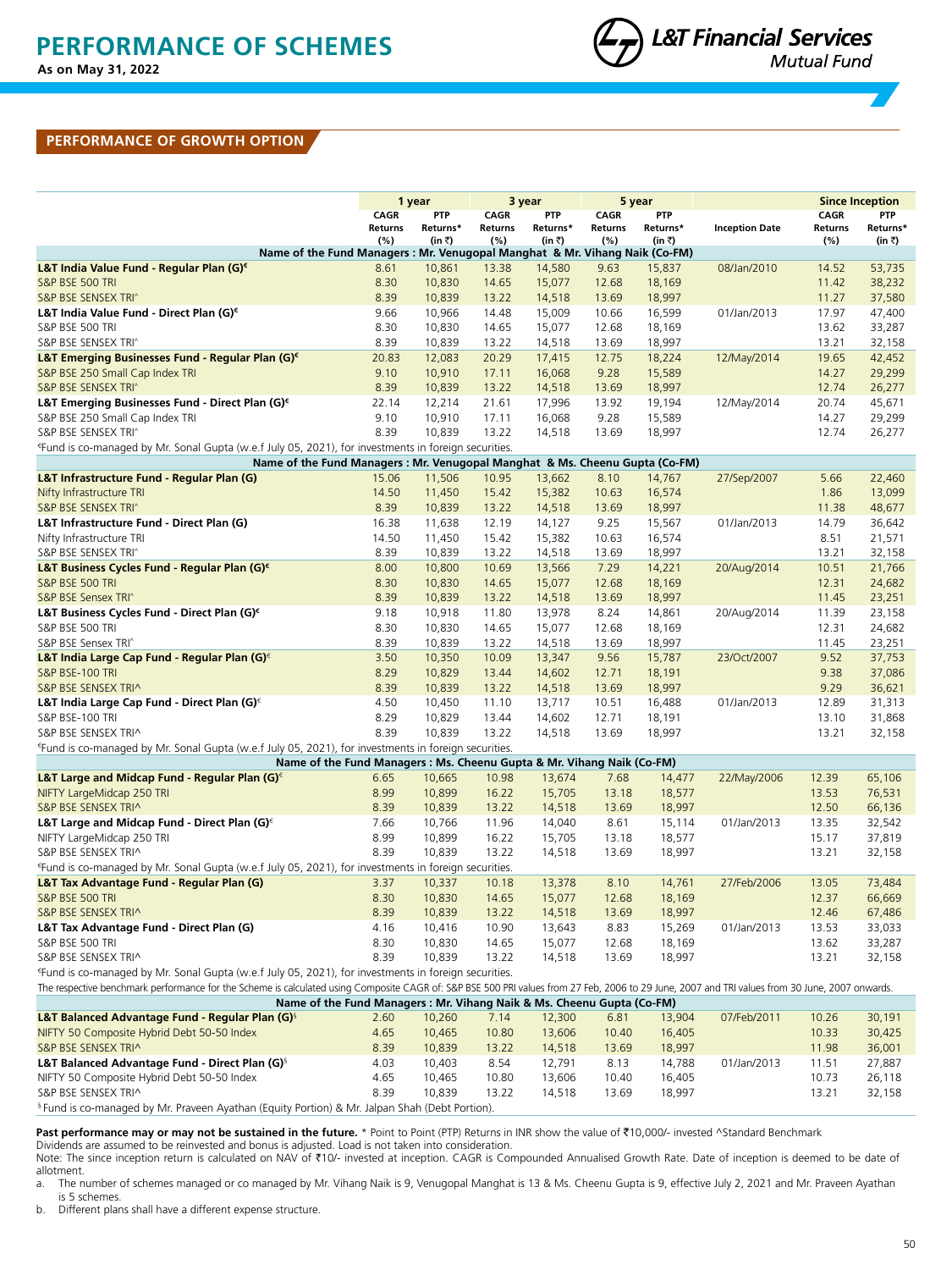# PERFORMANCE OF SCHEMES

**As on May 31, 2022**

## PERFORMANCE OF GROWTH OPTION

| | 1 year | | 3 year | | 5 year | | | Since Inception | |
|---|---|---|---|---|---|---|---|---|---|
| | CAGR Returns (%) | PTP Returns* (in ₹) | CAGR Returns (%) | PTP Returns* (in ₹) | CAGR Returns (%) | PTP Returns* (in ₹) | Inception Date | CAGR Returns (%) | PTP Returns* (in ₹) |
| **Name of the Fund Managers : Mr. Venugopal Manghat & Mr. Vihang Naik (Co-FM)** | | | | | | | | | |
| **L&T India Value Fund - Regular Plan (G)€** | 8.61 | 10,861 | 13.38 | 14,580 | 9.63 | 15,837 | 08/Jan/2010 | 14.52 | 53,735 |
| S&P BSE 500 TRI | 8.30 | 10,830 | 14.65 | 15,077 | 12.68 | 18,169 | | 11.42 | 38,232 |
| S&P BSE SENSEX TRI^ | 8.39 | 10,839 | 13.22 | 14,518 | 13.69 | 18,997 | | 11.27 | 37,580 |
| **L&T India Value Fund - Direct Plan (G)€** | 9.66 | 10,966 | 14.48 | 15,009 | 10.66 | 16,599 | 01/Jan/2013 | 17.97 | 47,400 |
| S&P BSE 500 TRI | 8.30 | 10,830 | 14.65 | 15,077 | 12.68 | 18,169 | | 13.62 | 33,287 |
| S&P BSE SENSEX TRI^ | 8.39 | 10,839 | 13.22 | 14,518 | 13.69 | 18,997 | | 13.21 | 32,158 |
| **L&T Emerging Businesses Fund - Regular Plan (G)€** | 20.83 | 12,083 | 20.29 | 17,415 | 12.75 | 18,224 | 12/May/2014 | 19.65 | 42,452 |
| S&P BSE 250 Small Cap Index TRI | 9.10 | 10,910 | 17.11 | 16,068 | 9.28 | 15,589 | | 14.27 | 29,299 |
| S&P BSE SENSEX TRI^ | 8.39 | 10,839 | 13.22 | 14,518 | 13.69 | 18,997 | | 12.74 | 26,277 |
| **L&T Emerging Businesses Fund - Direct Plan (G)€** | 22.14 | 12,214 | 21.61 | 17,996 | 13.92 | 19,194 | 12/May/2014 | 20.74 | 45,671 |
| S&P BSE 250 Small Cap Index TRI | 9.10 | 10,910 | 17.11 | 16,068 | 9.28 | 15,589 | | 14.27 | 29,299 |
| S&P BSE SENSEX TRI^ | 8.39 | 10,839 | 13.22 | 14,518 | 13.69 | 18,997 | | 12.74 | 26,277 |
| €Fund is co-managed by Mr. Sonal Gupta (w.e.f July 05, 2021), for investments in foreign securities. | | | | | | | | | |
| **Name of the Fund Managers : Mr. Venugopal Manghat & Ms. Cheenu Gupta (Co-FM)** | | | | | | | | | |
| **L&T Infrastructure Fund - Regular Plan (G)** | 15.06 | 11,506 | 10.95 | 13,662 | 8.10 | 14,767 | 27/Sep/2007 | 5.66 | 22,460 |
| Nifty Infrastructure TRI | 14.50 | 11,450 | 15.42 | 15,382 | 10.63 | 16,574 | | 1.86 | 13,099 |
| S&P BSE SENSEX TRI^ | 8.39 | 10,839 | 13.22 | 14,518 | 13.69 | 18,997 | | 11.38 | 48,677 |
| **L&T Infrastructure Fund - Direct Plan (G)** | 16.38 | 11,638 | 12.19 | 14,127 | 9.25 | 15,567 | 01/Jan/2013 | 14.79 | 36,642 |
| Nifty Infrastructure TRI | 14.50 | 11,450 | 15.42 | 15,382 | 10.63 | 16,574 | | 8.51 | 21,571 |
| S&P BSE SENSEX TRI^ | 8.39 | 10,839 | 13.22 | 14,518 | 13.69 | 18,997 | | 13.21 | 32,158 |
| **L&T Business Cycles Fund - Regular Plan (G)€** | 8.00 | 10,800 | 10.69 | 13,566 | 7.29 | 14,221 | 20/Aug/2014 | 10.51 | 21,766 |
| S&P BSE 500 TRI | 8.30 | 10,830 | 14.65 | 15,077 | 12.68 | 18,169 | | 12.31 | 24,682 |
| S&P BSE Sensex TRI^ | 8.39 | 10,839 | 13.22 | 14,518 | 13.69 | 18,997 | | 11.45 | 23,251 |
| **L&T Business Cycles Fund - Direct Plan (G)€** | 9.18 | 10,918 | 11.80 | 13,978 | 8.24 | 14,861 | 20/Aug/2014 | 11.39 | 23,158 |
| S&P BSE 500 TRI | 8.30 | 10,830 | 14.65 | 15,077 | 12.68 | 18,169 | | 12.31 | 24,682 |
| S&P BSE Sensex TRI^ | 8.39 | 10,839 | 13.22 | 14,518 | 13.69 | 18,997 | | 11.45 | 23,251 |
| **L&T India Large Cap Fund - Regular Plan (G)€** | 3.50 | 10,350 | 10.09 | 13,347 | 9.56 | 15,787 | 23/Oct/2007 | 9.52 | 37,753 |
| S&P BSE-100 TRI | 8.29 | 10,829 | 13.44 | 14,602 | 12.71 | 18,191 | | 9.38 | 37,086 |
| S&P BSE SENSEX TRI^ | 8.39 | 10,839 | 13.22 | 14,518 | 13.69 | 18,997 | | 9.29 | 36,621 |
| **L&T India Large Cap Fund - Direct Plan (G)€** | 4.50 | 10,450 | 11.10 | 13,717 | 10.51 | 16,488 | 01/Jan/2013 | 12.89 | 31,313 |
| S&P BSE-100 TRI | 8.29 | 10,829 | 13.44 | 14,602 | 12.71 | 18,191 | | 13.10 | 31,868 |
| S&P BSE SENSEX TRI^ | 8.39 | 10,839 | 13.22 | 14,518 | 13.69 | 18,997 | | 13.21 | 32,158 |
| €Fund is co-managed by Mr. Sonal Gupta (w.e.f July 05, 2021), for investments in foreign securities. | | | | | | | | | |
| **Name of the Fund Managers : Ms. Cheenu Gupta & Mr. Vihang Naik (Co-FM)** | | | | | | | | | |
| **L&T Large and Midcap Fund - Regular Plan (G)€** | 6.65 | 10,665 | 10.98 | 13,674 | 7.68 | 14,477 | 22/May/2006 | 12.39 | 65,106 |
| NIFTY LargeMidcap 250 TRI | 8.99 | 10,899 | 16.22 | 15,705 | 13.18 | 18,577 | | 13.53 | 76,531 |
| S&P BSE SENSEX TRI^ | 8.39 | 10,839 | 13.22 | 14,518 | 13.69 | 18,997 | | 12.50 | 66,136 |
| **L&T Large and Midcap Fund - Direct Plan (G)€** | 7.66 | 10,766 | 11.96 | 14,040 | 8.61 | 15,114 | 01/Jan/2013 | 13.35 | 32,542 |
| NIFTY LargeMidcap 250 TRI | 8.99 | 10,899 | 16.22 | 15,705 | 13.18 | 18,577 | | 15.17 | 37,819 |
| S&P BSE SENSEX TRI^ | 8.39 | 10,839 | 13.22 | 14,518 | 13.69 | 18,997 | | 13.21 | 32,158 |
| €Fund is co-managed by Mr. Sonal Gupta (w.e.f July 05, 2021), for investments in foreign securities. | | | | | | | | | |
| **L&T Tax Advantage Fund - Regular Plan (G)** | 3.37 | 10,337 | 10.18 | 13,378 | 8.10 | 14,761 | 27/Feb/2006 | 13.05 | 73,484 |
| S&P BSE 500 TRI | 8.30 | 10,830 | 14.65 | 15,077 | 12.68 | 18,169 | | 12.37 | 66,669 |
| S&P BSE SENSEX TRI^ | 8.39 | 10,839 | 13.22 | 14,518 | 13.69 | 18,997 | | 12.46 | 67,486 |
| **L&T Tax Advantage Fund - Direct Plan (G)** | 4.16 | 10,416 | 10.90 | 13,643 | 8.83 | 15,269 | 01/Jan/2013 | 13.53 | 33,033 |
| S&P BSE 500 TRI | 8.30 | 10,830 | 14.65 | 15,077 | 12.68 | 18,169 | | 13.62 | 33,287 |
| S&P BSE SENSEX TRI^ | 8.39 | 10,839 | 13.22 | 14,518 | 13.69 | 18,997 | | 13.21 | 32,158 |
| €Fund is co-managed by Mr. Sonal Gupta (w.e.f July 05, 2021), for investments in foreign securities. | | | | | | | | | |
| The respective benchmark performance for the Scheme is calculated using Composite CAGR of: S&P BSE 500 PRI values from 27 Feb, 2006 to 29 June, 2007 and TRI values from 30 June, 2007 onwards. | | | | | | | | | |
| **Name of the Fund Managers : Mr. Vihang Naik & Ms. Cheenu Gupta (Co-FM)** | | | | | | | | | |
| **L&T Balanced Advantage Fund - Regular Plan (G)§** | 2.60 | 10,260 | 7.14 | 12,300 | 6.81 | 13,904 | 07/Feb/2011 | 10.26 | 30,191 |
| NIFTY 50 Composite Hybrid Debt 50-50 Index | 4.65 | 10,465 | 10.80 | 13,606 | 10.40 | 16,405 | | 10.33 | 30,425 |
| S&P BSE SENSEX TRI^ | 8.39 | 10,839 | 13.22 | 14,518 | 13.69 | 18,997 | | 11.98 | 36,001 |
| **L&T Balanced Advantage Fund - Direct Plan (G)§** | 4.03 | 10,403 | 8.54 | 12,791 | 8.13 | 14,788 | 01/Jan/2013 | 11.51 | 27,887 |
| NIFTY 50 Composite Hybrid Debt 50-50 Index | 4.65 | 10,465 | 10.80 | 13,606 | 10.40 | 16,405 | | 10.73 | 26,118 |
| S&P BSE SENSEX TRI^ | 8.39 | 10,839 | 13.22 | 14,518 | 13.69 | 18,997 | | 13.21 | 32,158 |
| § Fund is co-managed by Mr. Praveen Ayathan (Equity Portion) & Mr. Jalpan Shah (Debt Portion). | | | | | | | | | |

**Past performance may or may not be sustained in the future.** * Point to Point (PTP) Returns in INR show the value of ₹10,000/- invested ^Standard Benchmark

Dividends are assumed to be reinvested and bonus is adjusted. Load is not taken into consideration.

Note: The since inception return is calculated on NAV of ₹10/- invested at inception. CAGR is Compounded Annualised Growth Rate. Date of inception is deemed to be date of allotment.

a. The number of schemes managed or co managed by Mr. Vihang Naik is 9, Venugopal Manghat is 13 & Ms. Cheenu Gupta is 9, effective July 2, 2021 and Mr. Praveen Ayathan is 5 schemes.

b. Different plans shall have a different expense structure.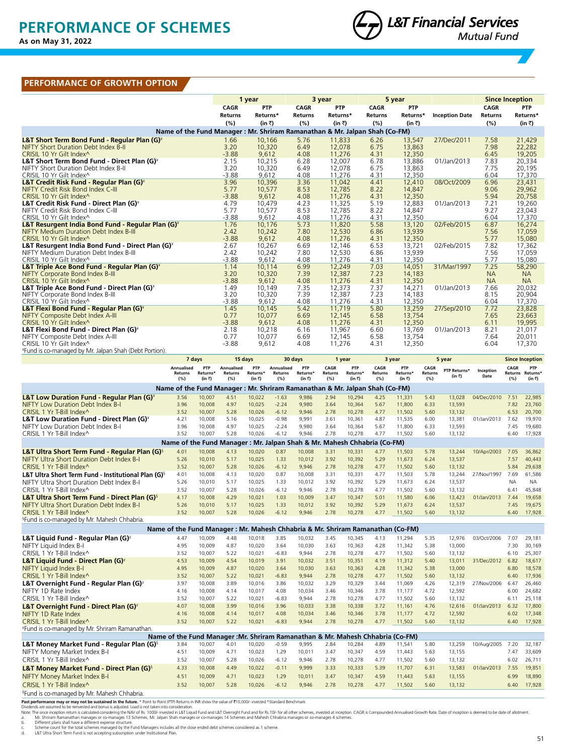# PERFORMANCE OF SCHEMES

As on May 31, 2022

## PERFORMANCE OF GROWTH OPTION

| | 1 year | | 3 year | | 5 year | | | Since Inception | |
|---|---|---|---|---|---|---|---|---|---|
| | CAGR Returns (%) | PTP Returns* (in ₹) | CAGR Returns (%) | PTP Returns* (in ₹) | CAGR Returns (%) | PTP Returns* (in ₹) | Inception Date | CAGR Returns (%) | PTP Returns* (in ₹) |
| **Name of the Fund Manager : Mr. Shriram Ramanathan & Mr. Jalpan Shah (Co-FM)** | | | | | | | | | |
| **L&T Short Term Bond Fund - Regular Plan (G)[¥]** | 1.66 | 10,166 | 5.76 | 11,833 | 6.26 | 13,547 | 27/Dec/2011 | 7.58 | 21,429 |
| NIFTY Short Duration Debt Index B-II | 3.20 | 10,320 | 6.49 | 12,078 | 6.75 | 13,863 | | 7.98 | 22,282 |
| CRISIL 10 Yr Gilt Index^ | -3.88 | 9,612 | 4.08 | 11,276 | 4.31 | 12,350 | | 6.45 | 19,205 |
| **L&T Short Term Bond Fund - Direct Plan (G)[¥]** | 2.15 | 10,215 | 6.28 | 12,007 | 6.78 | 13,886 | 01/Jan/2013 | 7.83 | 20,334 |
| NIFTY Short Duration Debt Index B-II | 3.20 | 10,320 | 6.49 | 12,078 | 6.75 | 13,863 | | 7.75 | 20,195 |
| CRISIL 10 Yr Gilt Index^ | -3.88 | 9,612 | 4.08 | 11,276 | 4.31 | 12,350 | | 6.04 | 17,370 |
| **L&T Credit Risk Fund - Regular Plan (G)[¥]** | 3.96 | 10,396 | 3.36 | 11,042 | 4.41 | 12,410 | 08/Oct/2009 | 6.96 | 23,431 |
| NIFTY Credit Risk Bond Index C-III | 5.77 | 10,577 | 8.53 | 12,785 | 8.22 | 14,847 | | 9.06 | 29,962 |
| CRISIL 10 Yr Gilt Index^ | -3.88 | 9,612 | 4.08 | 11,276 | 4.31 | 12,350 | | 5.94 | 20,758 |
| **L&T Credit Risk Fund - Direct Plan (G)[¥]** | 4.79 | 10,479 | 4.23 | 11,325 | 5.19 | 12,883 | 01/Jan/2013 | 7.21 | 19,260 |
| NIFTY Credit Risk Bond Index C-III | 5.77 | 10,577 | 8.53 | 12,785 | 8.22 | 14,847 | | 9.27 | 23,043 |
| CRISIL 10 Yr Gilt Index^ | -3.88 | 9,612 | 4.08 | 11,276 | 4.31 | 12,350 | | 6.04 | 17,370 |
| **L&T Resurgent India Bond Fund - Regular Plan (G)[¥]** | 1.76 | 10,176 | 5.73 | 11,820 | 5.58 | 13,120 | 02/Feb/2015 | 6.87 | 16,274 |
| NIFTY Medium Duration Debt Index B-III | 2.42 | 10,242 | 7.80 | 12,530 | 6.86 | 13,939 | | 7.56 | 17,059 |
| CRISIL 10 Yr Gilt Index^ | -3.88 | 9,612 | 4.08 | 11,276 | 4.31 | 12,350 | | 5.77 | 15,080 |
| **L&T Resurgent India Bond Fund - Direct Plan (G)[¥]** | 2.67 | 10,267 | 6.69 | 12,146 | 6.53 | 13,721 | 02/Feb/2015 | 7.82 | 17,362 |
| NIFTY Medium Duration Debt Index B-III | 2.42 | 10,242 | 7.80 | 12,530 | 6.86 | 13,939 | | 7.56 | 17,059 |
| CRISIL 10 Yr Gilt Index^ | -3.88 | 9,612 | 4.08 | 11,276 | 4.31 | 12,350 | | 5.77 | 15,080 |
| **L&T Triple Ace Bond Fund - Regular Plan (G)[¥]** | 1.14 | 10,114 | 6.99 | 12,249 | 7.03 | 14,051 | 31/Mar/1997 | 7.25 | 58,290 |
| NIFTY Corporate Bond Index B-III | 3.20 | 10,320 | 7.39 | 12,387 | 7.23 | 14,183 | | NA | NA |
| CRISIL 10 Yr Gilt Index^ | -3.88 | 9,612 | 4.08 | 11,276 | 4.31 | 12,350 | | NA | NA |
| **L&T Triple Ace Bond Fund - Direct Plan (G)[¥]** | 1.49 | 10,149 | 7.35 | 12,373 | 7.37 | 14,271 | 01/Jan/2013 | 7.66 | 20,032 |
| NIFTY Corporate Bond Index B-III | 3.20 | 10,320 | 7.39 | 12,387 | 7.23 | 14,183 | | 8.15 | 20,904 |
| CRISIL 10 Yr Gilt Index^ | -3.88 | 9,612 | 4.08 | 11,276 | 4.31 | 12,350 | | 6.04 | 17,370 |
| **L&T Flexi Bond Fund - Regular Plan (G)[¥]** | 1.45 | 10,145 | 5.42 | 11,719 | 5.80 | 13,259 | 27/Sep/2010 | 7.72 | 23,828 |
| NIFTY Composite Debt Index A-III | 0.77 | 10,077 | 6.69 | 12,145 | 6.58 | 13,754 | | 7.65 | 23,663 |
| CRISIL 10 Yr Gilt Index^ | -3.88 | 9,612 | 4.08 | 11,276 | 4.31 | 12,350 | | 6.11 | 19,995 |
| **L&T Flexi Bond Fund - Direct Plan (G)[¥]** | 2.18 | 10,218 | 6.16 | 11,967 | 6.60 | 13,769 | 01/Jan/2013 | 8.21 | 21,017 |
| NIFTY Composite Debt Index A-III | 0.77 | 10,077 | 6.69 | 12,145 | 6.58 | 13,754 | | 7.64 | 20,011 |
| CRISIL 10 Yr Gilt Index^ | -3.88 | 9,612 | 4.08 | 11,276 | 4.31 | 12,350 | | 6.04 | 17,370 |

¥Fund is co-managed by Mr. Jalpan Shah (Debt Portion).

| | 7 days | | 15 days | | 30 days | | 1 year | | 3 year | | 5 year | | | Since Inception | |
|---|---|---|---|---|---|---|---|---|---|---|---|---|---|---|---|
| | Annualised Returns (%) | PTP Returns* (in ₹) | Annualised Returns (%) | PTP Returns* (in ₹) | Annualised Returns (%) | PTP Returns* (in ₹) | CAGR Returns (%) | PTP Returns* (in ₹) | CAGR Returns (%) | PTP Returns* (in ₹) | CAGR Returns (%) | PTP Returns* (in ₹) | Inception Date | CAGR Returns (%) | PTP Returns* (in ₹) |
| **Name of the Fund Manager : Mr. Shriram Ramanathan & Mr. Jalpan Shah (Co-FM)** | | | | | | | | | | | | | | | |
| **L&T Low Duration Fund - Regular Plan (G)[¥]** | 3.56 | 10,007 | 4.51 | 10,022 | -1.63 | 9,986 | 2.94 | 10,294 | 4.25 | 11,331 | 5.43 | 13,028 | 04/Dec/2010 | 7.51 | 22,985 |
| NIFTY Low Duration Debt Index B-I | 3.96 | 10,008 | 4.97 | 10,025 | -2.24 | 9,980 | 3.64 | 10,364 | 5.67 | 11,800 | 6.33 | 13,593 | | 7.82 | 23,760 |
| CRISIL 1 Yr T-Bill Index^ | 3.52 | 10,007 | 5.28 | 10,026 | -6.12 | 9,946 | 2.78 | 10,278 | 4.77 | 11,502 | 5.60 | 13,132 | | 6.53 | 20,700 |
| **L&T Low Duration Fund - Direct Plan (G)[¥]** | 4.21 | 10,008 | 5.16 | 10,025 | -0.98 | 9,991 | 3.61 | 10,361 | 4.87 | 11,535 | 6.00 | 13,381 | 01/Jan/2013 | 7.62 | 19,970 |
| NIFTY Low Duration Debt Index B-I | 3.96 | 10,008 | 4.97 | 10,025 | -2.24 | 9,980 | 3.64 | 10,364 | 5.67 | 11,800 | 6.33 | 13,593 | | 7.45 | 19,680 |
| CRISIL 1 Yr T-Bill Index^ | 3.52 | 10,007 | 5.28 | 10,026 | -6.12 | 9,946 | 2.78 | 10,278 | 4.77 | 11,502 | 5.60 | 13,132 | | 6.40 | 17,928 |
| **Name of the Fund Manager : Mr. Jalpan Shah & Mr. Mahesh Chhabria (Co-FM)** | | | | | | | | | | | | | | | |
| **L&T Ultra Short Term Fund - Regular Plan (G)[§]** | 4.01 | 10,008 | 4.13 | 10,020 | 0.87 | 10,008 | 3.31 | 10,331 | 4.77 | 11,503 | 5.78 | 13,244 | 10/Apr/2003 | 7.05 | 36,862 |
| NIFTY Ultra Short Duration Debt Index B-I | 5.26 | 10,010 | 5.17 | 10,025 | 1.33 | 10,012 | 3.92 | 10,392 | 5.29 | 11,673 | 6.24 | 13,537 | | 7.57 | 40,443 |
| CRISIL 1 Yr T-Bill Index^ | 3.52 | 10,007 | 5.28 | 10,026 | -6.12 | 9,946 | 2.78 | 10,278 | 4.77 | 11,502 | 5.60 | 13,132 | | 5.84 | 29,638 |
| **L&T Ultra Short Term Fund - Institutional Plan (G)[§]** | 4.01 | 10,008 | 4.13 | 10,020 | 0.87 | 10,008 | 3.31 | 10,331 | 4.77 | 11,503 | 5.78 | 13,244 | 27/Nov/1997 | 7.69 | 61,586 |
| NIFTY Ultra Short Duration Debt Index B-I | 5.26 | 10,010 | 5.17 | 10,025 | 1.33 | 10,012 | 3.92 | 10,392 | 5.29 | 11,673 | 6.24 | 13,537 | | NA | NA |
| CRISIL 1 Yr T-Bill Index^ | 3.52 | 10,007 | 5.28 | 10,026 | -6.12 | 9,946 | 2.78 | 10,278 | 4.77 | 11,502 | 5.60 | 13,132 | | 6.41 | 45,848 |
| **L&T Ultra Short Term Fund - Direct Plan (G)[§]** | 4.17 | 10,008 | 4.29 | 10,021 | 1.03 | 10,009 | 3.47 | 10,347 | 5.01 | 11,580 | 6.06 | 13,423 | 01/Jan/2013 | 7.44 | 19,658 |
| NIFTY Ultra Short Duration Debt Index B-I | 5.26 | 10,010 | 5.17 | 10,025 | 1.33 | 10,012 | 3.92 | 10,392 | 5.29 | 11,673 | 6.24 | 13,537 | | 7.45 | 19,675 |
| CRISIL 1 Yr T-Bill Index^ | 3.52 | 10,007 | 5.28 | 10,026 | -6.12 | 9,946 | 2.78 | 10,278 | 4.77 | 11,502 | 5.60 | 13,132 | | 6.40 | 17,928 |

§Fund is co-managed by Mr. Mahesh Chhabria.

| | 7 days | | 15 days | | 30 days | | 1 year | | 3 year | | 5 year | | | Since Inception | |
|---|---|---|---|---|---|---|---|---|---|---|---|---|---|---|---|
| **Name of the Fund Manager : Mr. Mahesh Chhabria & Mr. Shriram Ramanathan (Co-FM)** | | | | | | | | | | | | | | | |
| **L&T Liquid Fund - Regular Plan (G)[€]** | 4.47 | 10,009 | 4.48 | 10,018 | 3.85 | 10,032 | 3.45 | 10,345 | 4.13 | 11,294 | 5.35 | 12,976 | 03/Oct/2006 | 7.07 | 29,181 |
| NIFTY Liquid Index B-I | 4.95 | 10,009 | 4.87 | 10,020 | 3.64 | 10,030 | 3.63 | 10,363 | 4.28 | 11,342 | 5.38 | 13,000 | | 7.30 | 30,169 |
| CRISIL 1 Yr T-Bill Index^ | 3.52 | 10,007 | 5.22 | 10,021 | -6.83 | 9,944 | 2.78 | 10,278 | 4.77 | 11,502 | 5.60 | 13,132 | | 6.10 | 25,307 |
| **L&T Liquid Fund - Direct Plan (G)[€]** | 4.53 | 10,009 | 4.54 | 10,019 | 3.91 | 10,032 | 3.51 | 10,351 | 4.19 | 11,312 | 5.40 | 13,011 | 31/Dec/2012 | 6.82 | 18,617 |
| NIFTY Liquid Index B-I | 4.95 | 10,009 | 4.87 | 10,020 | 3.64 | 10,030 | 3.63 | 10,363 | 4.28 | 11,342 | 5.38 | 13,000 | | 6.80 | 18,578 |
| CRISIL 1 Yr T-Bill Index^ | 3.52 | 10,007 | 5.22 | 10,021 | -6.83 | 9,944 | 2.78 | 10,278 | 4.77 | 11,502 | 5.60 | 13,132 | | 6.40 | 17,936 |
| **L&T Overnight Fund - Regular Plan (G)[€]** | 3.97 | 10,008 | 3.89 | 10,016 | 3.86 | 10,032 | 3.29 | 10,329 | 3.44 | 11,069 | 4.26 | 12,319 | 27/Nov/2006 | 6.47 | 26,460 |
| NIFTY 1D Rate Index | 4.16 | 10,008 | 4.14 | 10,017 | 4.08 | 10,034 | 3.46 | 10,346 | 3.78 | 11,177 | 4.72 | 12,592 | | 6.00 | 24,682 |
| CRISIL 1 Yr T-Bill Index^ | 3.52 | 10,007 | 5.22 | 10,021 | -6.83 | 9,944 | 2.78 | 10,278 | 4.77 | 11,502 | 5.60 | 13,132 | | 6.11 | 25,118 |
| **L&T Overnight Fund - Direct Plan (G)[€]** | 4.07 | 10,008 | 3.99 | 10,016 | 3.96 | 10,033 | 3.38 | 10,338 | 3.72 | 11,161 | 4.76 | 12,616 | 01/Jan/2013 | 6.32 | 17,800 |
| NIFTY 1D Rate Index | 4.16 | 10,008 | 4.14 | 10,017 | 4.08 | 10,034 | 3.46 | 10,346 | 3.78 | 11,177 | 4.72 | 12,592 | | 6.02 | 17,348 |
| CRISIL 1 Yr T-Bill Index^ | 3.52 | 10,007 | 5.22 | 10,021 | -6.83 | 9,944 | 2.78 | 10,278 | 4.77 | 11,502 | 5.60 | 13,132 | | 6.40 | 17,928 |

€Fund is co-managed by Mr. Shriram Ramanathan.

| | 7 days | | 15 days | | 30 days | | 1 year | | 3 year | | 5 year | | | Since Inception | |
|---|---|---|---|---|---|---|---|---|---|---|---|---|---|---|---|
| **Name of the Fund Manager :Mr. Shriram Ramanathan & Mr. Mahesh Chhabria (Co-FM)** | | | | | | | | | | | | | | | |
| **L&T Money Market Fund - Regular Plan (G)[§]** | 3.84 | 10,007 | 4.01 | 10,020 | -0.59 | 9,995 | 2.84 | 10,284 | 4.89 | 11,541 | 5.80 | 13,259 | 10/Aug/2005 | 7.20 | 32,187 |
| NIFTY Money Market Index B-I | 4.51 | 10,009 | 4.71 | 10,023 | 1.29 | 10,011 | 3.47 | 10,347 | 4.59 | 11,443 | 5.63 | 13,155 | | 7.47 | 33,609 |
| CRISIL 1 Yr T-Bill Index^ | 3.52 | 10,007 | 5.28 | 10,026 | -6.12 | 9,946 | 2.78 | 10,278 | 4.77 | 11,502 | 5.60 | 13,132 | | 6.02 | 26,711 |
| **L&T Money Market Fund - Direct Plan (G)[§]** | 4.33 | 10,008 | 4.49 | 10,022 | -0.11 | 9,999 | 3.33 | 10,333 | 5.39 | 11,707 | 6.31 | 13,583 | 01/Jan/2013 | 7.55 | 19,851 |
| NIFTY Money Market Index B-I | 4.51 | 10,009 | 4.71 | 10,023 | 1.29 | 10,011 | 3.47 | 10,347 | 4.59 | 11,443 | 5.63 | 13,155 | | 6.99 | 18,890 |
| CRISIL 1 Yr T-Bill Index^ | 3.52 | 10,007 | 5.28 | 10,026 | -6.12 | 9,946 | 2.78 | 10,278 | 4.77 | 11,502 | 5.60 | 13,132 | | 6.40 | 17,928 |

§Fund is co-managed by Mr. Mahesh Chhabria.

**Past performance may or may not be sustained in the future.** * Point to Point (PTP) Returns in INR show the value of ₹10,000/- invested ^Standard Benchmark

Dividends are assumed to be reinvested and bonus is adjusted. Load is not taken into consideration.

Note: The since inception return is calculated considering the NAV of Rs. 1000/- invested in L&T Liquid Fund and L&T Overnight Fund and for Rs.10/- for all other schemes, invested at inception. CAGR is Compounded Annualised Growth Rate. Date of inception is deemed to be date of allotment.

a. Mr. Shriram Ramanathan manages or co-manages 13 Schemes, Mr. Jalpan Shah manages or co-manages 14 Schemes and Mahesh Chhabria manages or co-manages 4 schemes.

b. Different plans shall have a different expense structure.

c. Scheme count for the total schemes managed by the Fund Managers includes all the close ended debt schemes considered as 1 scheme.

d. L&T Ultra Short Term Fund is not accepting subscription under Institutional Plan.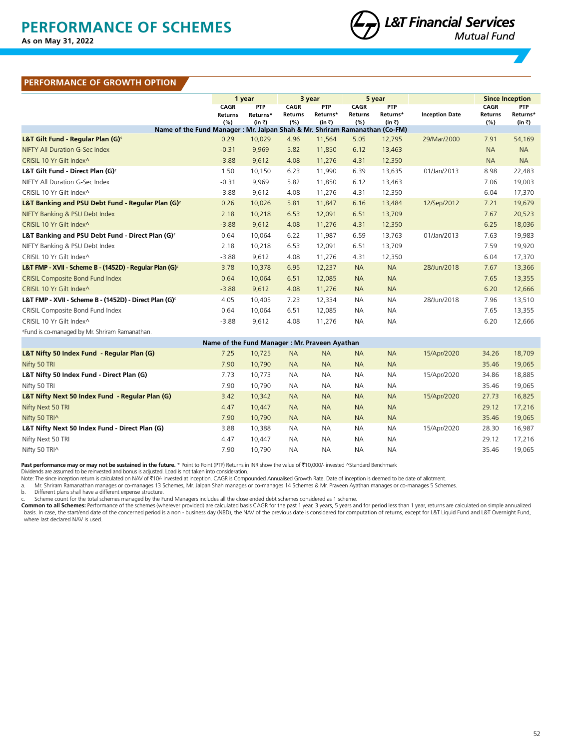# PERFORMANCE OF SCHEMES

**As on May 31, 2022**

## PERFORMANCE OF GROWTH OPTION

| | 1 year | | 3 year | | 5 year | | | Since Inception | |
|---|---|---|---|---|---|---|---|---|---|
| | CAGR Returns (%) | PTP Returns* (in ₹) | CAGR Returns (%) | PTP Returns* (in ₹) | CAGR Returns (%) | PTP Returns* (in ₹) | Inception Date | CAGR Returns (%) | PTP Returns* (in ₹) |
| **Name of the Fund Manager : Mr. Jalpan Shah & Mr. Shriram Ramanathan (Co-FM)** | | | | | | | | | |
| **L&T Gilt Fund - Regular Plan (G)**[€] | 0.29 | 10,029 | 4.96 | 11,564 | 5.05 | 12,795 | 29/Mar/2000 | 7.91 | 54,169 |
| NIFTY All Duration G-Sec Index | -0.31 | 9,969 | 5.82 | 11,850 | 6.12 | 13,463 | | NA | NA |
| CRISIL 10 Yr Gilt Index^ | -3.88 | 9,612 | 4.08 | 11,276 | 4.31 | 12,350 | | NA | NA |
| **L&T Gilt Fund - Direct Plan (G)**[€] | 1.50 | 10,150 | 6.23 | 11,990 | 6.39 | 13,635 | 01/Jan/2013 | 8.98 | 22,483 |
| NIFTY All Duration G-Sec Index | -0.31 | 9,969 | 5.82 | 11,850 | 6.12 | 13,463 | | 7.06 | 19,003 |
| CRISIL 10 Yr Gilt Index^ | -3.88 | 9,612 | 4.08 | 11,276 | 4.31 | 12,350 | | 6.04 | 17,370 |
| **L&T Banking and PSU Debt Fund - Regular Plan (G)**[€] | 0.26 | 10,026 | 5.81 | 11,847 | 6.16 | 13,484 | 12/Sep/2012 | 7.21 | 19,679 |
| NIFTY Banking & PSU Debt Index | 2.18 | 10,218 | 6.53 | 12,091 | 6.51 | 13,709 | | 7.67 | 20,523 |
| CRISIL 10 Yr Gilt Index^ | -3.88 | 9,612 | 4.08 | 11,276 | 4.31 | 12,350 | | 6.25 | 18,036 |
| **L&T Banking and PSU Debt Fund - Direct Plan (G)**[€] | 0.64 | 10,064 | 6.22 | 11,987 | 6.59 | 13,763 | 01/Jan/2013 | 7.63 | 19,983 |
| NIFTY Banking & PSU Debt Index | 2.18 | 10,218 | 6.53 | 12,091 | 6.51 | 13,709 | | 7.59 | 19,920 |
| CRISIL 10 Yr Gilt Index^ | -3.88 | 9,612 | 4.08 | 11,276 | 4.31 | 12,350 | | 6.04 | 17,370 |
| **L&T FMP - XVII - Scheme B - (1452D) - Regular Plan (G)**[€] | 3.78 | 10,378 | 6.95 | 12,237 | NA | NA | 28/Jun/2018 | 7.67 | 13,366 |
| CRISIL Composite Bond Fund Index | 0.64 | 10,064 | 6.51 | 12,085 | NA | NA | | 7.65 | 13,355 |
| CRISIL 10 Yr Gilt Index^ | -3.88 | 9,612 | 4.08 | 11,276 | NA | NA | | 6.20 | 12,666 |
| **L&T FMP - XVII - Scheme B - (1452D) - Direct Plan (G)**[€] | 4.05 | 10,405 | 7.23 | 12,334 | NA | NA | 28/Jun/2018 | 7.96 | 13,510 |
| CRISIL Composite Bond Fund Index | 0.64 | 10,064 | 6.51 | 12,085 | NA | NA | | 7.65 | 13,355 |
| CRISIL 10 Yr Gilt Index^ | -3.88 | 9,612 | 4.08 | 11,276 | NA | NA | | 6.20 | 12,666 |
| [€]Fund is co-managed by Mr. Shriram Ramanathan. | | | | | | | | | |
| **Name of the Fund Manager : Mr. Praveen Ayathan** | | | | | | | | | |
| **L&T Nifty 50 Index Fund - Regular Plan (G)** | 7.25 | 10,725 | NA | NA | NA | NA | 15/Apr/2020 | 34.26 | 18,709 |
| Nifty 50 TRI | 7.90 | 10,790 | NA | NA | NA | NA | | 35.46 | 19,065 |
| **L&T Nifty 50 Index Fund - Direct Plan (G)** | 7.73 | 10,773 | NA | NA | NA | NA | 15/Apr/2020 | 34.86 | 18,885 |
| Nifty 50 TRI | 7.90 | 10,790 | NA | NA | NA | NA | | 35.46 | 19,065 |
| **L&T Nifty Next 50 Index Fund - Regular Plan (G)** | 3.42 | 10,342 | NA | NA | NA | NA | 15/Apr/2020 | 27.73 | 16,825 |
| Nifty Next 50 TRI | 4.47 | 10,447 | NA | NA | NA | NA | | 29.12 | 17,216 |
| Nifty 50 TRI^ | 7.90 | 10,790 | NA | NA | NA | NA | | 35.46 | 19,065 |
| **L&T Nifty Next 50 Index Fund - Direct Plan (G)** | 3.88 | 10,388 | NA | NA | NA | NA | 15/Apr/2020 | 28.30 | 16,987 |
| Nifty Next 50 TRI | 4.47 | 10,447 | NA | NA | NA | NA | | 29.12 | 17,216 |
| Nifty 50 TRI^ | 7.90 | 10,790 | NA | NA | NA | NA | | 35.46 | 19,065 |

**Past performance may or may not be sustained in the future.** * Point to Point (PTP) Returns in INR show the value of ₹10,000/- invested ^Standard Benchmark

Dividends are assumed to be reinvested and bonus is adjusted. Load is not taken into consideration.

Note: The since inception return is calculated on NAV of ₹10/- invested at inception. CAGR is Compounded Annualised Growth Rate. Date of inception is deemed to be date of allotment.

a. Mr. Shriram Ramanathan manages or co-manages 13 Schemes, Mr. Jalpan Shah manages or co-manages 14 Schemes & Mr. Praveen Ayathan manages or co-manages 5 Schemes.

b. Different plans shall have a different expense structure.

c. Scheme count for the total schemes managed by the Fund Managers includes all the close ended debt schemes considered as 1 scheme.

**Common to all Schemes:** Performance of the schemes (wherever provided) are calculated basis CAGR for the past 1 year, 3 years, 5 years and for period less than 1 year, returns are calculated on simple annualized basis. In case, the start/end date of the concerned period is a non - business day (NBD), the NAV of the previous date is considered for computation of returns, except for L&T Liquid Fund and L&T Overnight Fund, where last declared NAV is used.